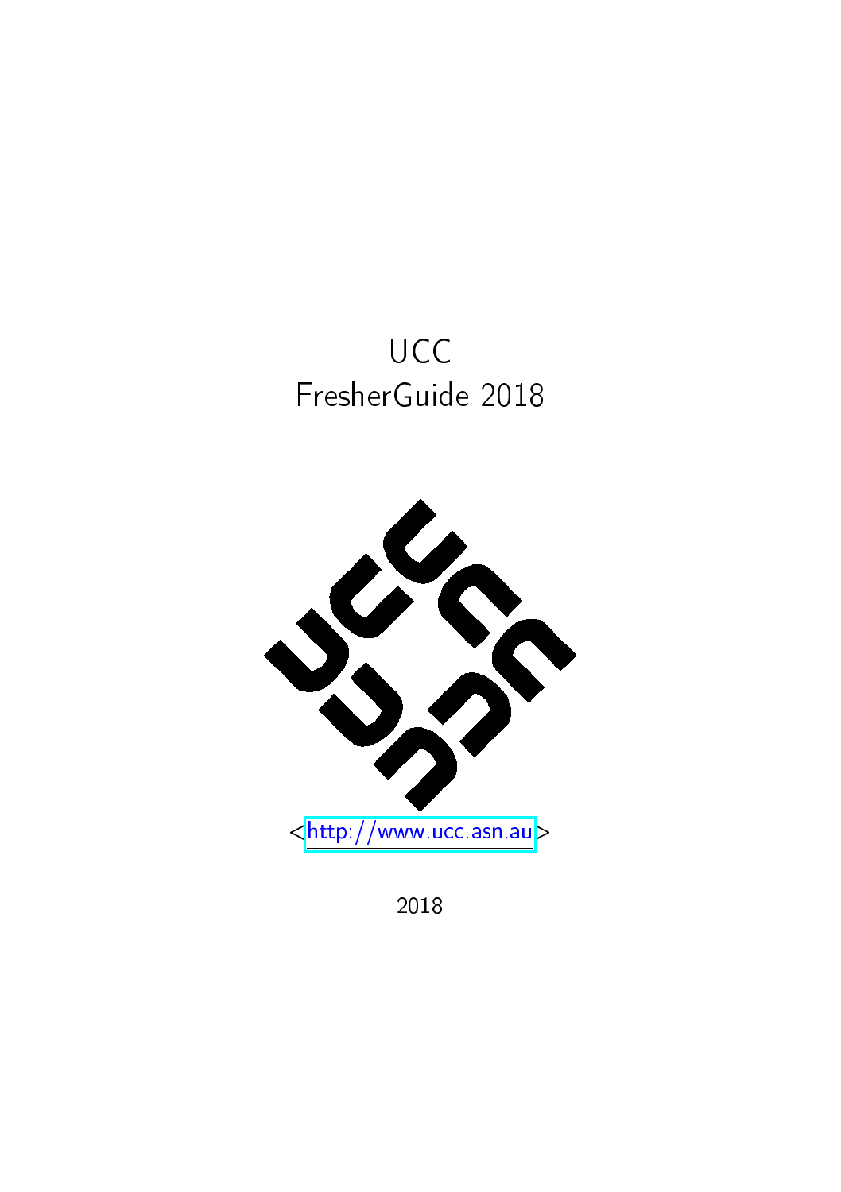# UCC
# FresherGuide 2018

<http://www.ucc.asn.au>

2018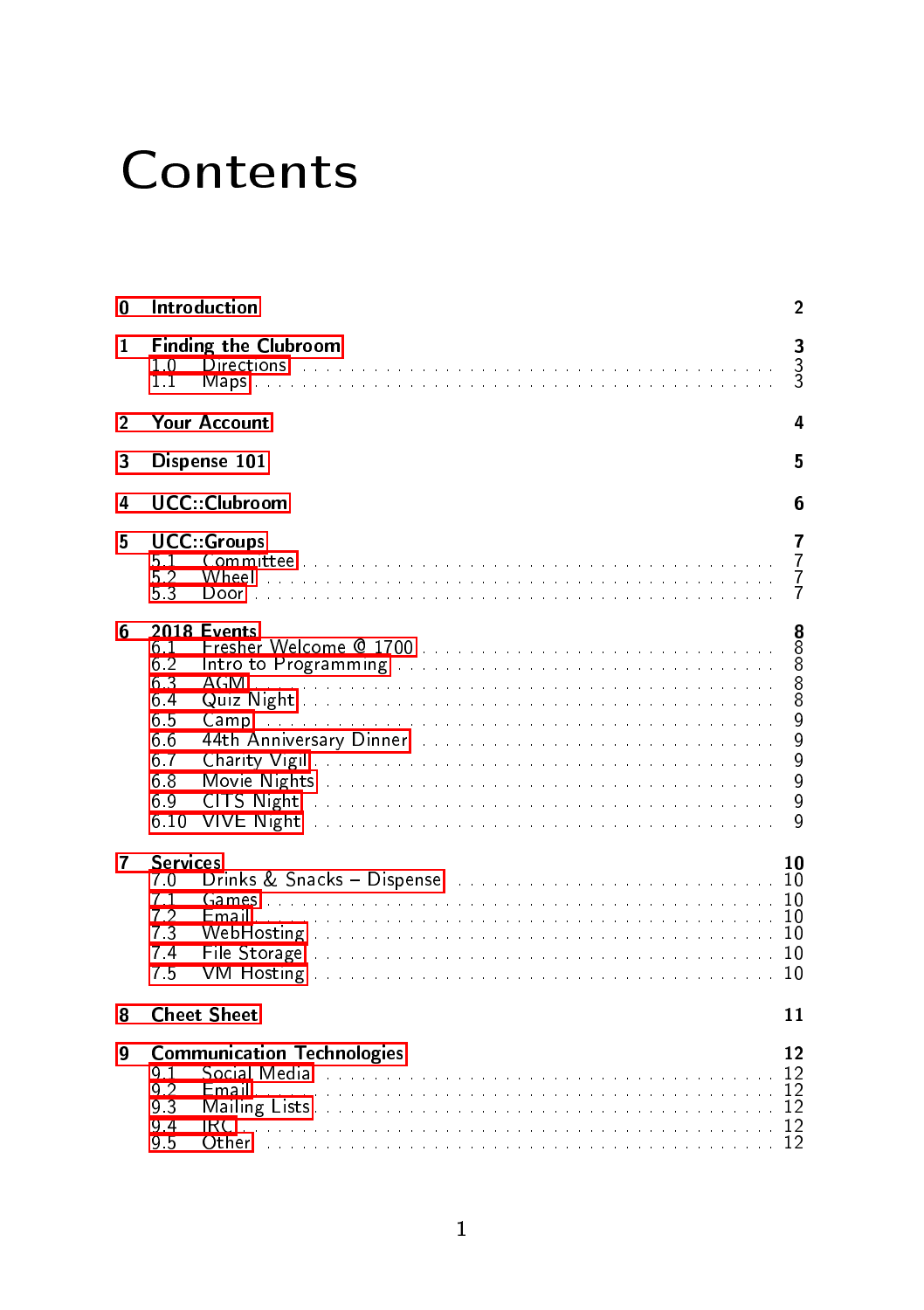# Contents

- **0 Introduction** — 2
- **1 Finding the Clubroom** — 3
  - 1.0 Directions — 3
  - 1.1 Maps — 3
- **2 Your Account** — 4
- **3 Dispense 101** — 5
- **4 UCC::Clubroom** — 6
- **5 UCC::Groups** — 7
  - 5.1 Committee — 7
  - 5.2 Wheel — 7
  - 5.3 Door — 7
- **6 2018 Events** — 8
  - 6.1 Fresher Welcome @ 1700 — 8
  - 6.2 Intro to Programming — 8
  - 6.3 AGM — 8
  - 6.4 Quiz Night — 8
  - 6.5 Camp — 9
  - 6.6 44th Anniversary Dinner — 9
  - 6.7 Charity Vigil — 9
  - 6.8 Movie Nights — 9
  - 6.9 CITS Night — 9
  - 6.10 VIVE Night — 9
- **7 Services** — 10
  - 7.0 Drinks & Snacks – Dispense — 10
  - 7.1 Games — 10
  - 7.2 Email — 10
  - 7.3 WebHosting — 10
  - 7.4 File Storage — 10
  - 7.5 VM Hosting — 10
- **8 Cheet Sheet** — 11
- **9 Communication Technologies** — 12
  - 9.1 Social Media — 12
  - 9.2 Email — 12
  - 9.3 Mailing Lists — 12
  - 9.4 IRC — 12
  - 9.5 Other — 12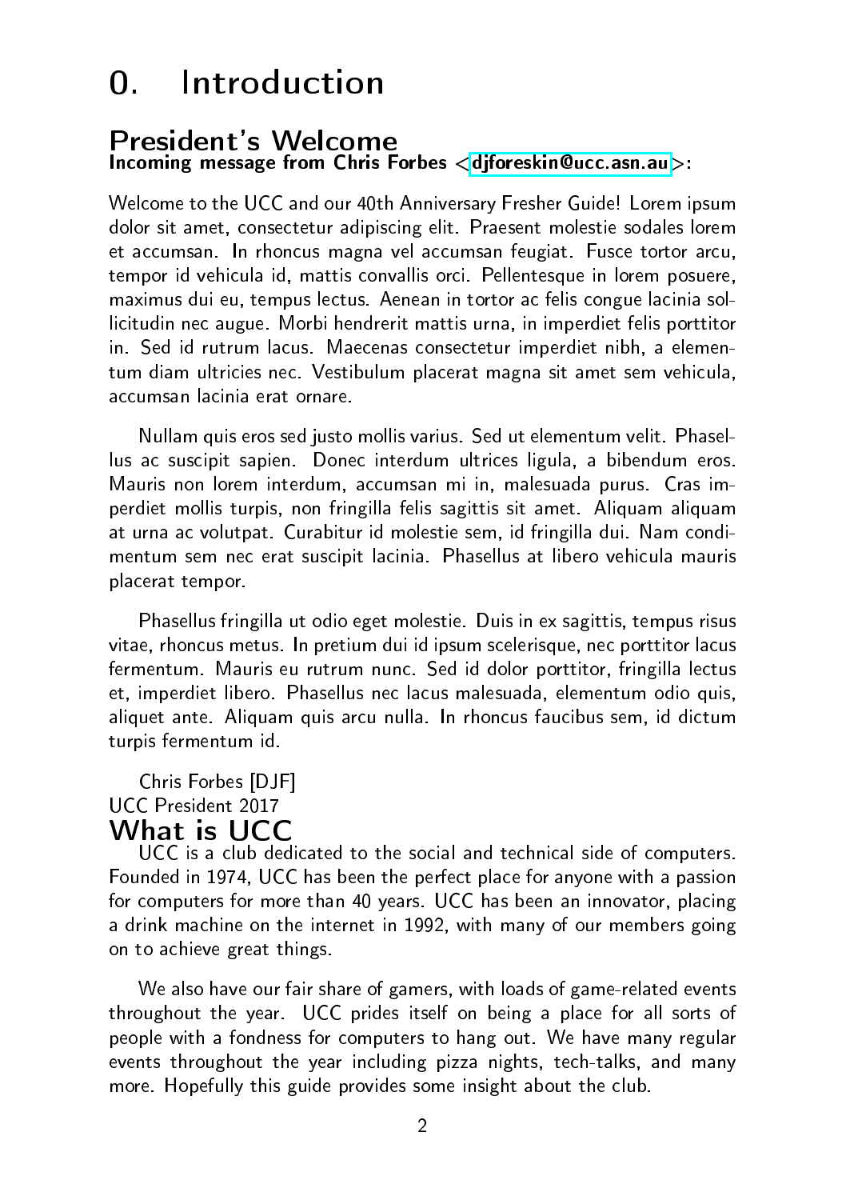# 0. Introduction

## President's Welcome

**Incoming message from Chris Forbes <djforeskin@ucc.asn.au>:**

Welcome to the UCC and our 40th Anniversary Fresher Guide! Lorem ipsum dolor sit amet, consectetur adipiscing elit. Praesent molestie sodales lorem et accumsan. In rhoncus magna vel accumsan feugiat. Fusce tortor arcu, tempor id vehicula id, mattis convallis orci. Pellentesque in lorem posuere, maximus dui eu, tempus lectus. Aenean in tortor ac felis congue lacinia sollicitudin nec augue. Morbi hendrerit mattis urna, in imperdiet felis porttitor in. Sed id rutrum lacus. Maecenas consectetur imperdiet nibh, a elementum diam ultricies nec. Vestibulum placerat magna sit amet sem vehicula, accumsan lacinia erat ornare.

Nullam quis eros sed justo mollis varius. Sed ut elementum velit. Phasellus ac suscipit sapien. Donec interdum ultrices ligula, a bibendum eros. Mauris non lorem interdum, accumsan mi in, malesuada purus. Cras imperdiet mollis turpis, non fringilla felis sagittis sit amet. Aliquam aliquam at urna ac volutpat. Curabitur id molestie sem, id fringilla dui. Nam condimentum sem nec erat suscipit lacinia. Phasellus at libero vehicula mauris placerat tempor.

Phasellus fringilla ut odio eget molestie. Duis in ex sagittis, tempus risus vitae, rhoncus metus. In pretium dui id ipsum scelerisque, nec porttitor lacus fermentum. Mauris eu rutrum nunc. Sed id dolor porttitor, fringilla lectus et, imperdiet libero. Phasellus nec lacus malesuada, elementum odio quis, aliquet ante. Aliquam quis arcu nulla. In rhoncus faucibus sem, id dictum turpis fermentum id.

Chris Forbes [DJF]
UCC President 2017

## What is UCC

UCC is a club dedicated to the social and technical side of computers. Founded in 1974, UCC has been the perfect place for anyone with a passion for computers for more than 40 years. UCC has been an innovator, placing a drink machine on the internet in 1992, with many of our members going on to achieve great things.

We also have our fair share of gamers, with loads of game-related events throughout the year. UCC prides itself on being a place for all sorts of people with a fondness for computers to hang out. We have many regular events throughout the year including pizza nights, tech-talks, and many more. Hopefully this guide provides some insight about the club.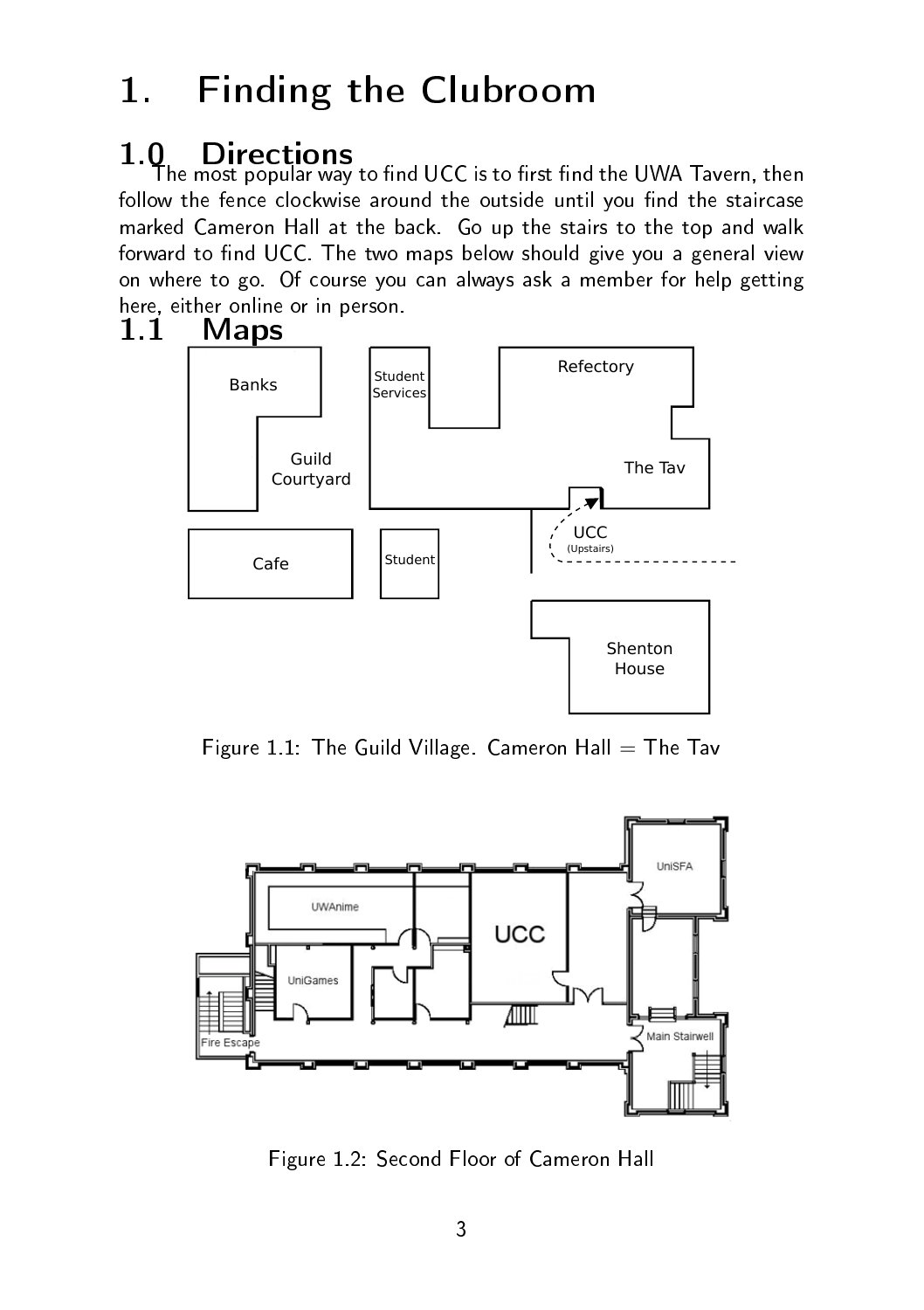# 1. Finding the Clubroom

## 1.0 Directions

The most popular way to find UCC is to first find the UWA Tavern, then follow the fence clockwise around the outside until you find the staircase marked Cameron Hall at the back. Go up the stairs to the top and walk forward to find UCC. The two maps below should give you a general view on where to go. Of course you can always ask a member for help getting here, either online or in person.

## 1.1 Maps

Figure 1.1: The Guild Village. Cameron Hall = The Tav

Figure 1.2: Second Floor of Cameron Hall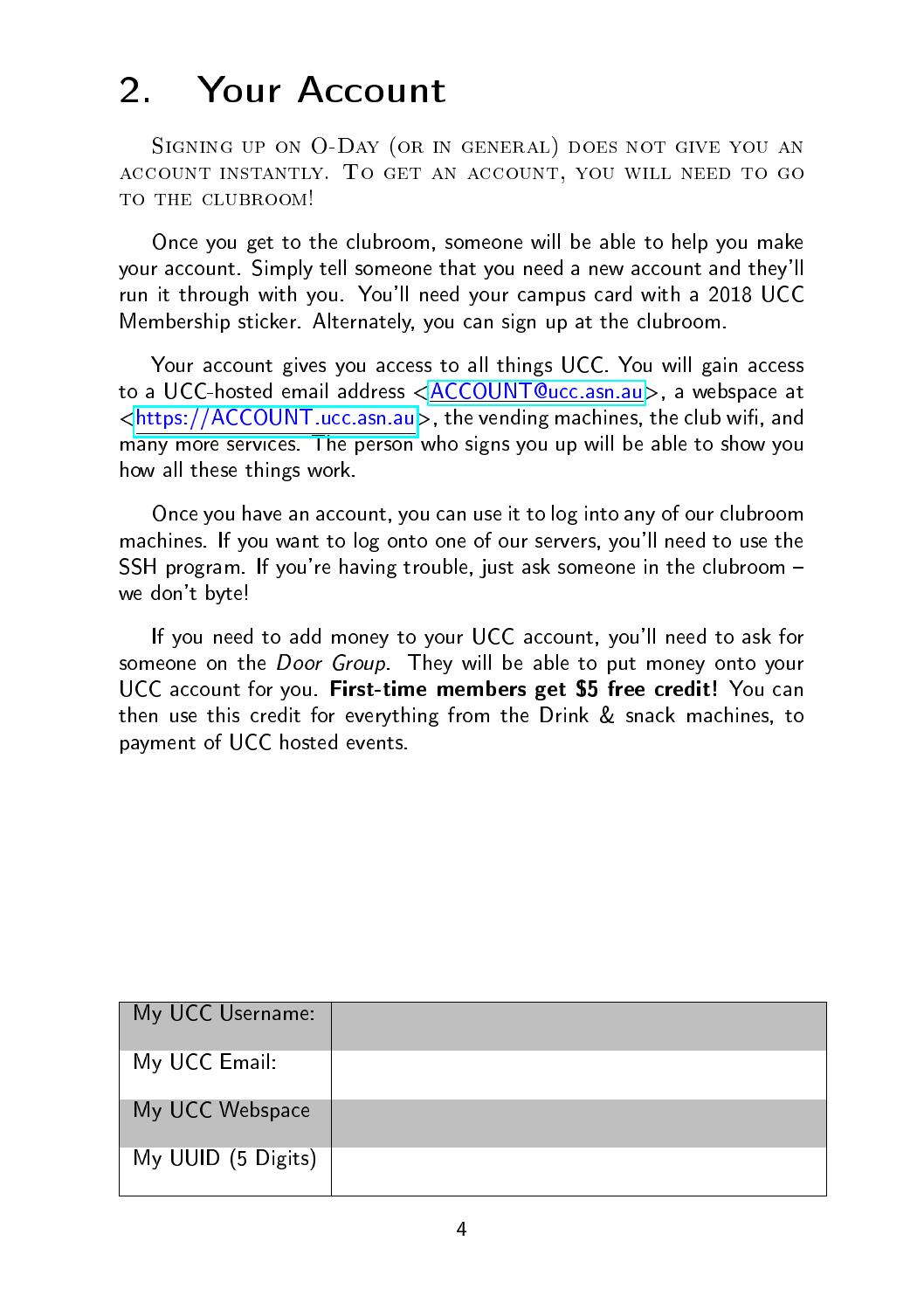# 2. Your Account

Signing up on O-Day (or in general) does not give you an account instantly. To get an account, you will need to go to the clubroom!

Once you get to the clubroom, someone will be able to help you make your account. Simply tell someone that you need a new account and they'll run it through with you. You'll need your campus card with a 2018 UCC Membership sticker. Alternately, you can sign up at the clubroom.

Your account gives you access to all things UCC. You will gain access to a UCC-hosted email address <ACCOUNT@ucc.asn.au>, a webspace at <https://ACCOUNT.ucc.asn.au>, the vending machines, the club wifi, and many more services. The person who signs you up will be able to show you how all these things work.

Once you have an account, you can use it to log into any of our clubroom machines. If you want to log onto one of our servers, you'll need to use the SSH program. If you're having trouble, just ask someone in the clubroom – we don't byte!

If you need to add money to your UCC account, you'll need to ask for someone on the *Door Group*. They will be able to put money onto your UCC account for you. **First-time members get $5 free credit!** You can then use this credit for everything from the Drink & snack machines, to payment of UCC hosted events.

| | |
|---|---|
| My UCC Username: | |
| My UCC Email: | |
| My UCC Webspace | |
| My UUID (5 Digits) | |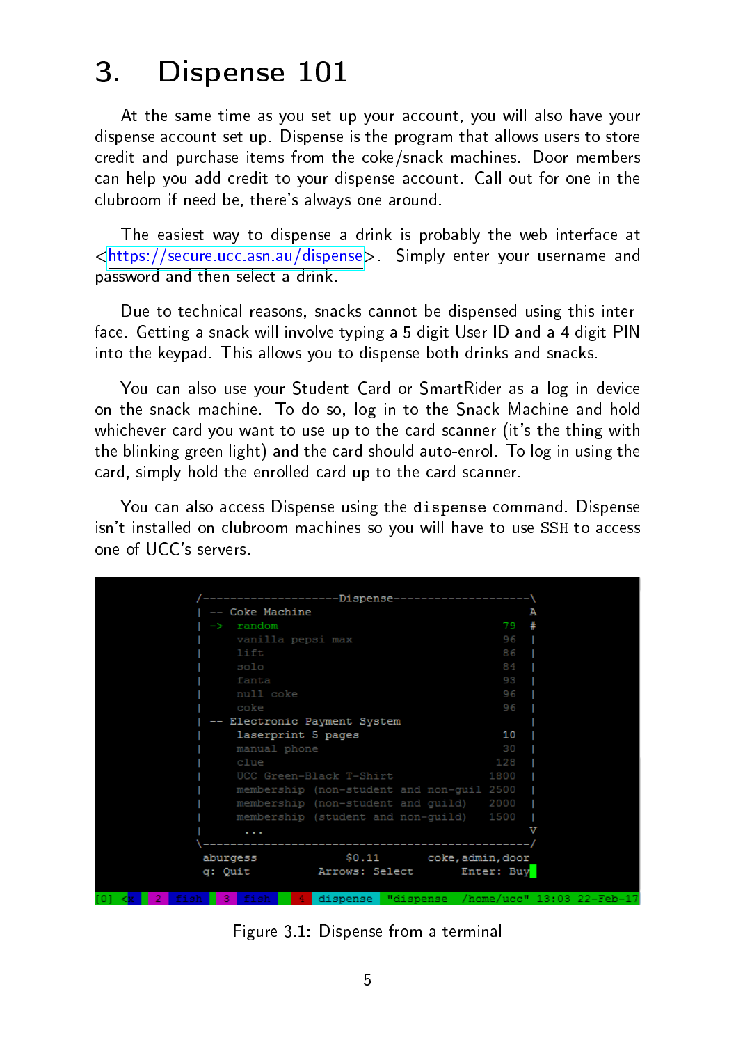# 3. Dispense 101

At the same time as you set up your account, you will also have your dispense account set up. Dispense is the program that allows users to store credit and purchase items from the coke/snack machines. Door members can help you add credit to your dispense account. Call out for one in the clubroom if need be, there's always one around.

The easiest way to dispense a drink is probably the web interface at <https://secure.ucc.asn.au/dispense>. Simply enter your username and password and then select a drink.

Due to technical reasons, snacks cannot be dispensed using this interface. Getting a snack will involve typing a 5 digit User ID and a 4 digit PIN into the keypad. This allows you to dispense both drinks and snacks.

You can also use your Student Card or SmartRider as a log in device on the snack machine. To do so, log in to the Snack Machine and hold whichever card you want to use up to the card scanner (it's the thing with the blinking green light) and the card should auto-enrol. To log in using the card, simply hold the enrolled card up to the card scanner.

You can also access Dispense using the `dispense` command. Dispense isn't installed on clubroom machines so you will have to use SSH to access one of UCC's servers.

```
/-------------------Dispense-------------------\
| -- Coke Machine                              A
| ->  random                               79  #
|     vanilla pepsi max                    96  |
|     lift                                 86  |
|     solo                                 84  |
|     fanta                                93  |
|     null coke                            96  |
|     coke                                 96  |
| -- Electronic Payment System                 |
|     laserprint 5 pages                   10  |
|     manual phone                         30  |
|     clue                                128  |
|     UCC Green-Black T-Shirt            1800  |
|     membership (non-student and non-guil 2500 |
|     membership (non-student and guild)  2000  |
|     membership (student and non-guild)  1500  |
|      ...                                     V
\----------------------------------------------/
 aburgess              $0.11        coke,admin,door
 q: Quit           Arrows: Select       Enter: Buy
[0] <k  2 fish  3 fish  4 dispense  "dispense  /home/ucc" 13:03 22-Feb-17
```

Figure 3.1: Dispense from a terminal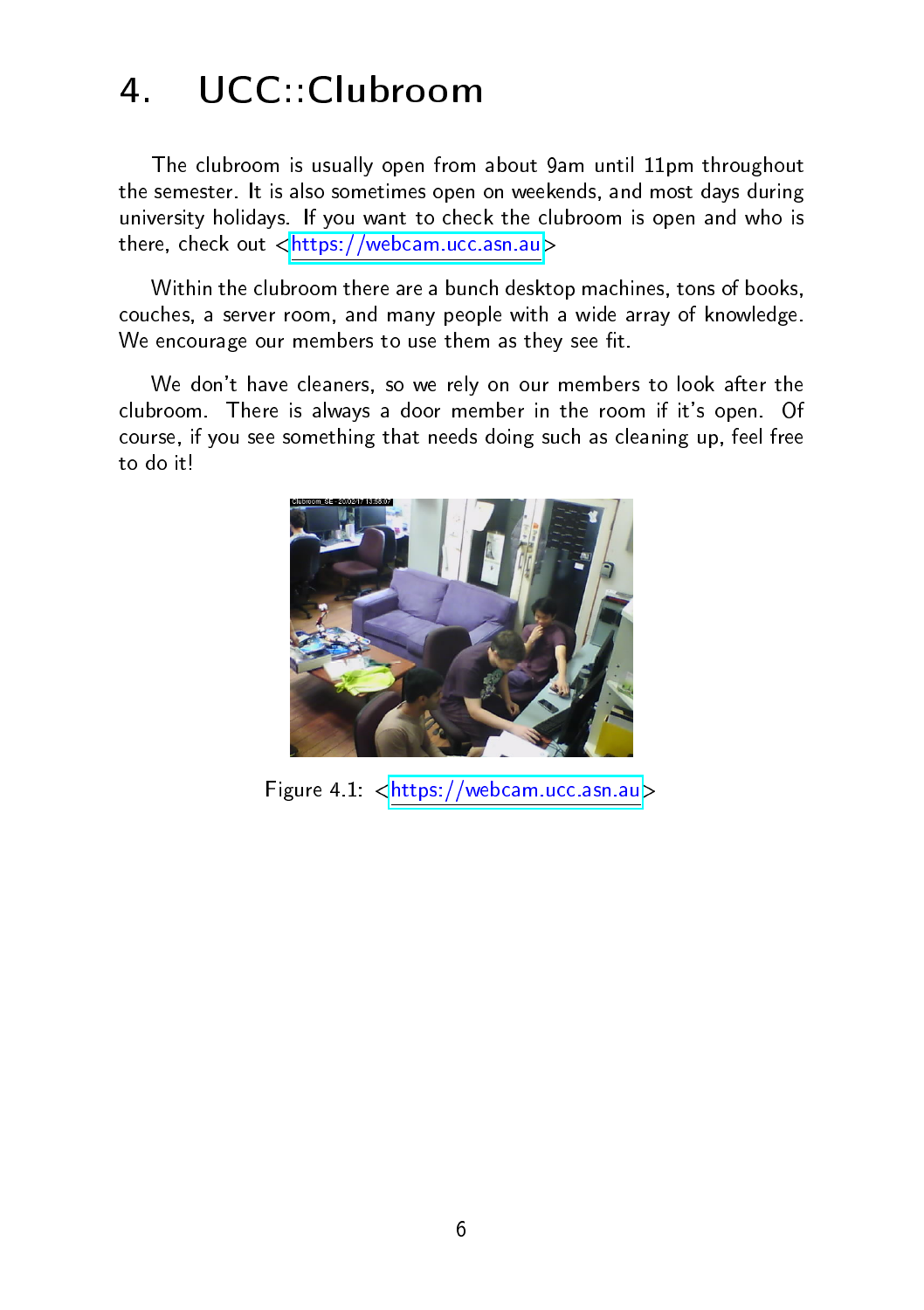# 4. UCC::Clubroom

The clubroom is usually open from about 9am until 11pm throughout the semester. It is also sometimes open on weekends, and most days during university holidays. If you want to check the clubroom is open and who is there, check out <https://webcam.ucc.asn.au>

Within the clubroom there are a bunch desktop machines, tons of books, couches, a server room, and many people with a wide array of knowledge. We encourage our members to use them as they see fit.

We don't have cleaners, so we rely on our members to look after the clubroom. There is always a door member in the room if it's open. Of course, if you see something that needs doing such as cleaning up, feel free to do it!

Figure 4.1: <https://webcam.ucc.asn.au>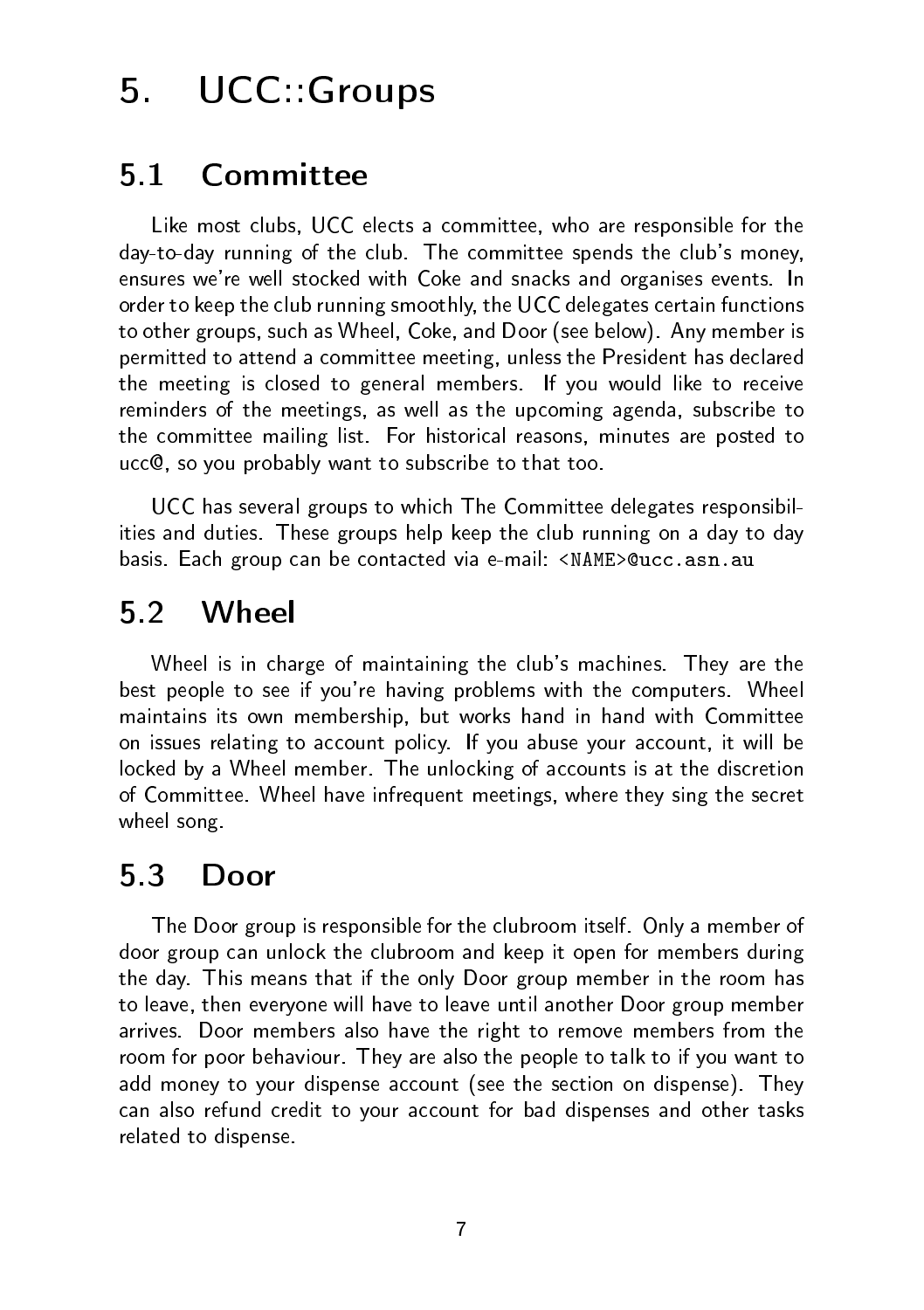# 5. UCC::Groups

## 5.1 Committee

Like most clubs, UCC elects a committee, who are responsible for the day-to-day running of the club. The committee spends the club's money, ensures we're well stocked with Coke and snacks and organises events. In order to keep the club running smoothly, the UCC delegates certain functions to other groups, such as Wheel, Coke, and Door (see below). Any member is permitted to attend a committee meeting, unless the President has declared the meeting is closed to general members. If you would like to receive reminders of the meetings, as well as the upcoming agenda, subscribe to the committee mailing list. For historical reasons, minutes are posted to ucc@, so you probably want to subscribe to that too.

UCC has several groups to which The Committee delegates responsibilities and duties. These groups help keep the club running on a day to day basis. Each group can be contacted via e-mail: `<NAME>@ucc.asn.au`

## 5.2 Wheel

Wheel is in charge of maintaining the club's machines. They are the best people to see if you're having problems with the computers. Wheel maintains its own membership, but works hand in hand with Committee on issues relating to account policy. If you abuse your account, it will be locked by a Wheel member. The unlocking of accounts is at the discretion of Committee. Wheel have infrequent meetings, where they sing the secret wheel song.

## 5.3 Door

The Door group is responsible for the clubroom itself. Only a member of door group can unlock the clubroom and keep it open for members during the day. This means that if the only Door group member in the room has to leave, then everyone will have to leave until another Door group member arrives. Door members also have the right to remove members from the room for poor behaviour. They are also the people to talk to if you want to add money to your dispense account (see the section on dispense). They can also refund credit to your account for bad dispenses and other tasks related to dispense.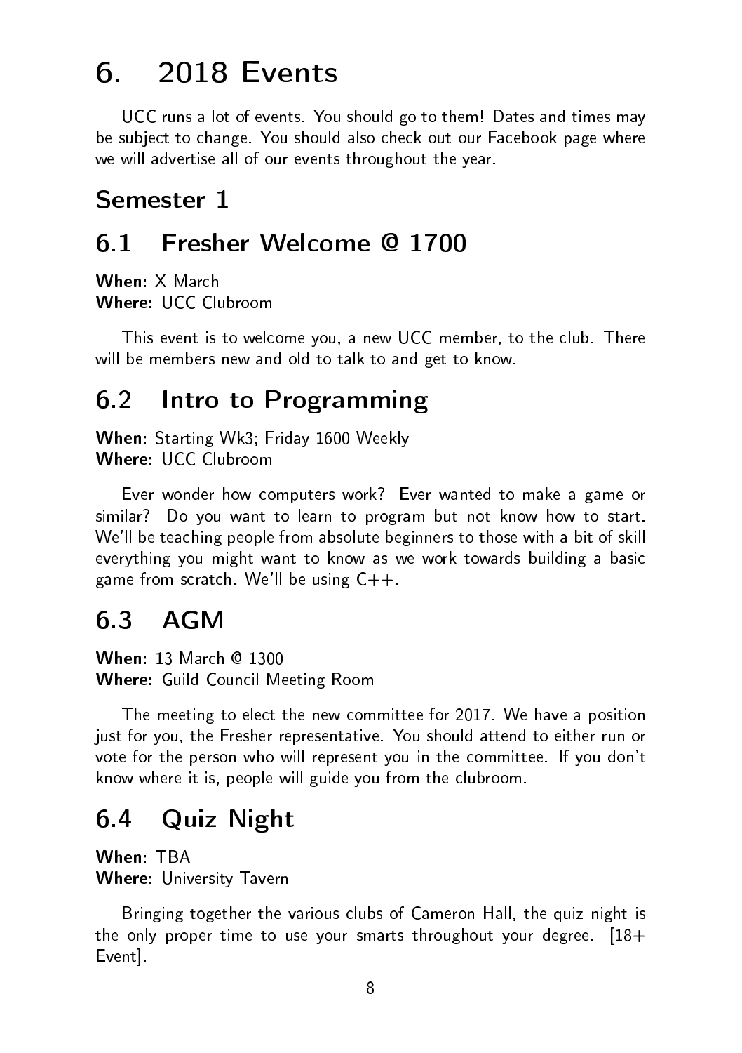# 6. 2018 Events

UCC runs a lot of events. You should go to them! Dates and times may be subject to change. You should also check out our Facebook page where we will advertise all of our events throughout the year.

## Semester 1

## 6.1 Fresher Welcome @ 1700

**When:** X March  
**Where:** UCC Clubroom

This event is to welcome you, a new UCC member, to the club. There will be members new and old to talk to and get to know.

## 6.2 Intro to Programming

**When:** Starting Wk3; Friday 1600 Weekly  
**Where:** UCC Clubroom

Ever wonder how computers work? Ever wanted to make a game or similar? Do you want to learn to program but not know how to start. We'll be teaching people from absolute beginners to those with a bit of skill everything you might want to know as we work towards building a basic game from scratch. We'll be using C++.

## 6.3 AGM

**When:** 13 March @ 1300  
**Where:** Guild Council Meeting Room

The meeting to elect the new committee for 2017. We have a position just for you, the Fresher representative. You should attend to either run or vote for the person who will represent you in the committee. If you don't know where it is, people will guide you from the clubroom.

## 6.4 Quiz Night

**When:** TBA  
**Where:** University Tavern

Bringing together the various clubs of Cameron Hall, the quiz night is the only proper time to use your smarts throughout your degree. [18+ Event].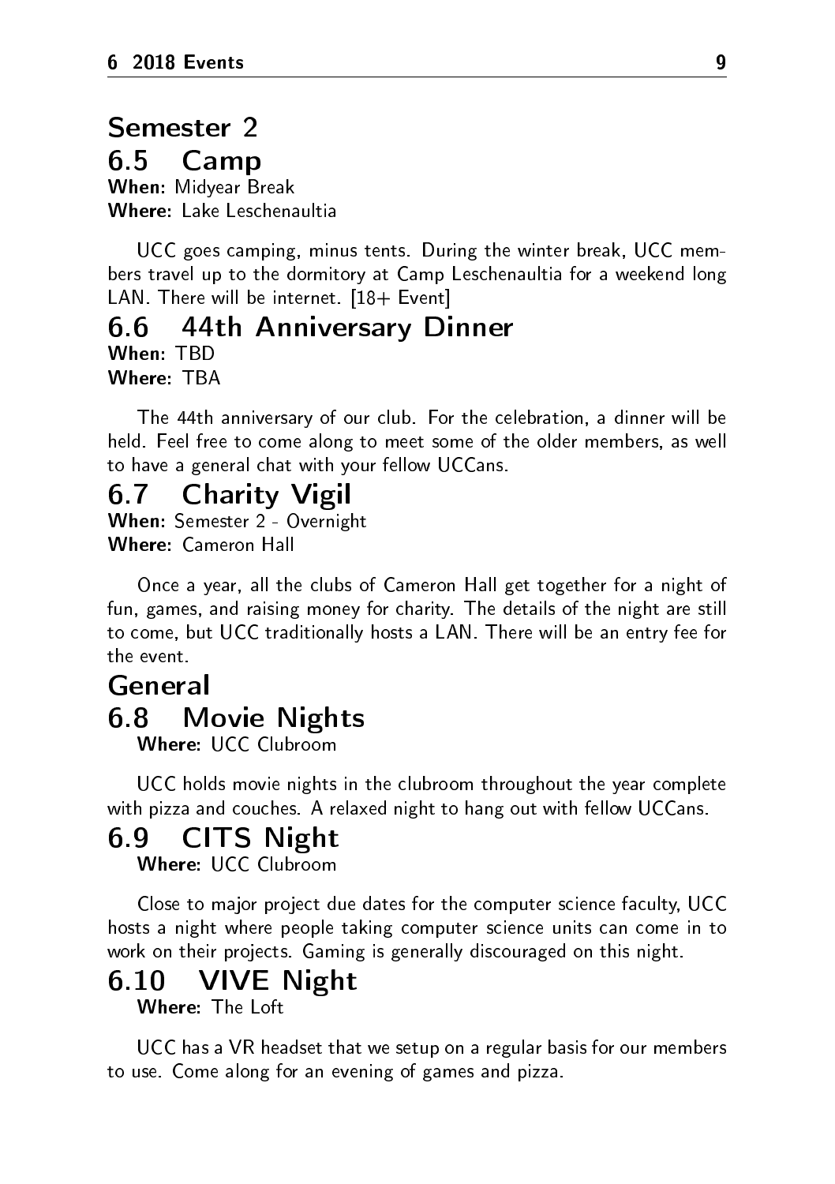## Semester 2

### 6.5 Camp

**When:** Midyear Break
**Where:** Lake Leschenaultia

UCC goes camping, minus tents. During the winter break, UCC members travel up to the dormitory at Camp Leschenaultia for a weekend long LAN. There will be internet. [18+ Event]

### 6.6 44th Anniversary Dinner

**When:** TBD
**Where:** TBA

The 44th anniversary of our club. For the celebration, a dinner will be held. Feel free to come along to meet some of the older members, as well to have a general chat with your fellow UCCans.

### 6.7 Charity Vigil

**When:** Semester 2 - Overnight
**Where:** Cameron Hall

Once a year, all the clubs of Cameron Hall get together for a night of fun, games, and raising money for charity. The details of the night are still to come, but UCC traditionally hosts a LAN. There will be an entry fee for the event.

## General

### 6.8 Movie Nights

**Where:** UCC Clubroom

UCC holds movie nights in the clubroom throughout the year complete with pizza and couches. A relaxed night to hang out with fellow UCCans.

### 6.9 CITS Night

**Where:** UCC Clubroom

Close to major project due dates for the computer science faculty, UCC hosts a night where people taking computer science units can come in to work on their projects. Gaming is generally discouraged on this night.

### 6.10 VIVE Night

**Where:** The Loft

UCC has a VR headset that we setup on a regular basis for our members to use. Come along for an evening of games and pizza.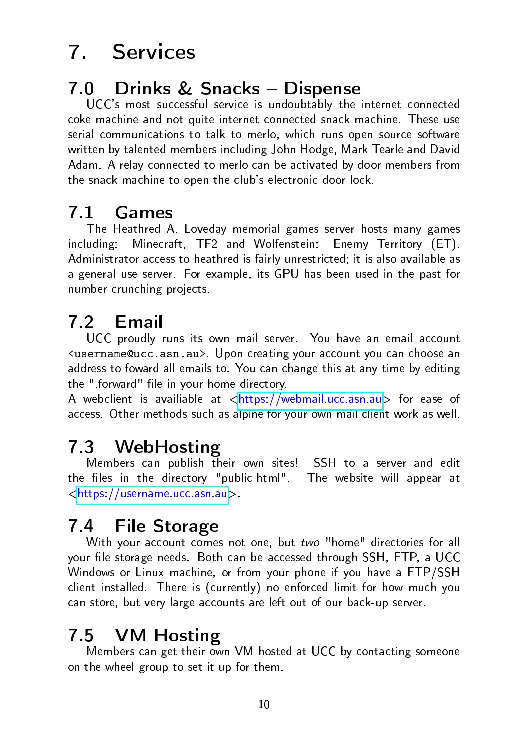# 7. Services

## 7.0 Drinks & Snacks – Dispense

UCC's most successful service is undoubtably the internet connected coke machine and not quite internet connected snack machine. These use serial communications to talk to merlo, which runs open source software written by talented members including John Hodge, Mark Tearle and David Adam. A relay connected to merlo can be activated by door members from the snack machine to open the club's electronic door lock.

## 7.1 Games

The Heathred A. Loveday memorial games server hosts many games including: Minecraft, TF2 and Wolfenstein: Enemy Territory (ET). Administrator access to heathred is fairly unrestricted; it is also available as a general use server. For example, its GPU has been used in the past for number crunching projects.

## 7.2 Email

UCC proudly runs its own mail server. You have an email account <username@ucc.asn.au>. Upon creating your account you can choose an address to foward all emails to. You can change this at any time by editing the ".forward" file in your home directory.
A webclient is availiable at <https://webmail.ucc.asn.au> for ease of access. Other methods such as alpine for your own mail client work as well.

## 7.3 WebHosting

Members can publish their own sites! SSH to a server and edit the files in the directory "public-html". The website will appear at <https://username.ucc.asn.au>.

## 7.4 File Storage

With your account comes not one, but *two* "home" directories for all your file storage needs. Both can be accessed through SSH, FTP, a UCC Windows or Linux machine, or from your phone if you have a FTP/SSH client installed. There is (currently) no enforced limit for how much you can store, but very large accounts are left out of our back-up server.

## 7.5 VM Hosting

Members can get their own VM hosted at UCC by contacting someone on the wheel group to set it up for them.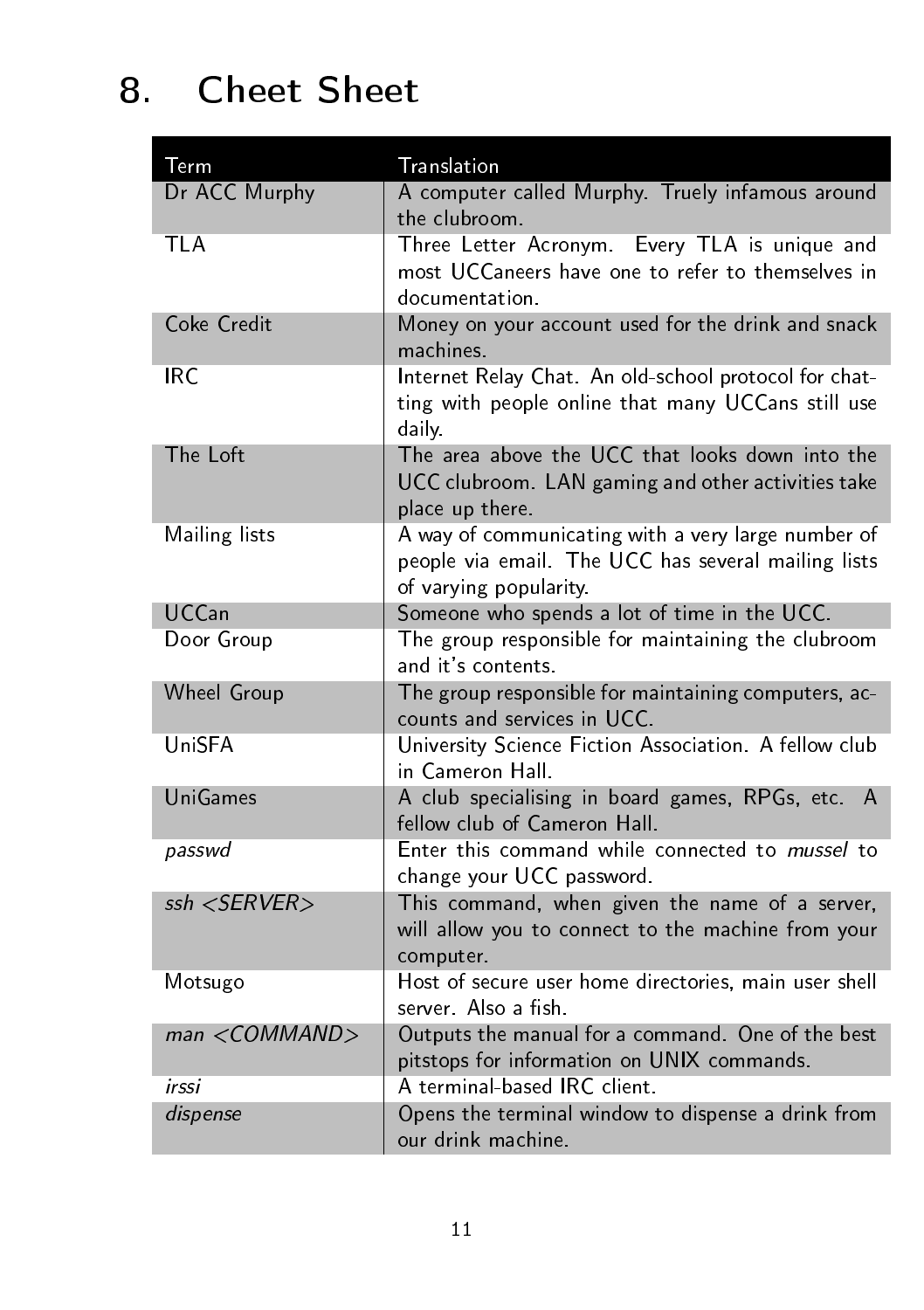# 8. Cheet Sheet

| Term | Translation |
|---|---|
| Dr ACC Murphy | A computer called Murphy. Truely infamous around the clubroom. |
| TLA | Three Letter Acronym. Every TLA is unique and most UCCaneers have one to refer to themselves in documentation. |
| Coke Credit | Money on your account used for the drink and snack machines. |
| IRC | Internet Relay Chat. An old-school protocol for chatting with people online that many UCCans still use daily. |
| The Loft | The area above the UCC that looks down into the UCC clubroom. LAN gaming and other activities take place up there. |
| Mailing lists | A way of communicating with a very large number of people via email. The UCC has several mailing lists of varying popularity. |
| UCCan | Someone who spends a lot of time in the UCC. |
| Door Group | The group responsible for maintaining the clubroom and it's contents. |
| Wheel Group | The group responsible for maintaining computers, accounts and services in UCC. |
| UniSFA | University Science Fiction Association. A fellow club in Cameron Hall. |
| UniGames | A club specialising in board games, RPGs, etc. A fellow club of Cameron Hall. |
| *passwd* | Enter this command while connected to *mussel* to change your UCC password. |
| *ssh <SERVER>* | This command, when given the name of a server, will allow you to connect to the machine from your computer. |
| Motsugo | Host of secure user home directories, main user shell server. Also a fish. |
| *man <COMMAND>* | Outputs the manual for a command. One of the best pitstops for information on UNIX commands. |
| *irssi* | A terminal-based IRC client. |
| *dispense* | Opens the terminal window to dispense a drink from our drink machine. |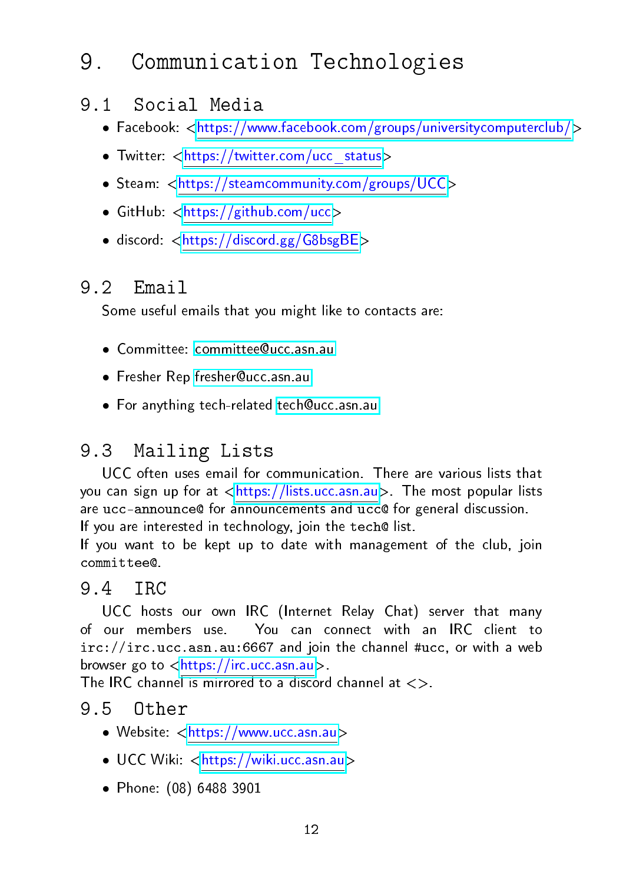# 9. Communication Technologies

## 9.1 Social Media

- Facebook: <https://www.facebook.com/groups/universitycomputerclub/>
- Twitter: <https://twitter.com/ucc_status>
- Steam: <https://steamcommunity.com/groups/UCC>
- GitHub: <https://github.com/ucc>
- discord: <https://discord.gg/G8bsgBE>

## 9.2 Email

Some useful emails that you might like to contacts are:

- Committee: committee@ucc.asn.au
- Fresher Rep fresher@ucc.asn.au
- For anything tech-related tech@ucc.asn.au

## 9.3 Mailing Lists

UCC often uses email for communication. There are various lists that you can sign up for at <https://lists.ucc.asn.au>. The most popular lists are `ucc-announce@` for announcements and `ucc@` for general discussion.
If you are interested in technology, join the `tech@` list.
If you want to be kept up to date with management of the club, join `committee@`.

## 9.4 IRC

UCC hosts our own IRC (Internet Relay Chat) server that many of our members use. You can connect with an IRC client to `irc://irc.ucc.asn.au:6667` and join the channel #ucc, or with a web browser go to <https://irc.ucc.asn.au>.
The IRC channel is mirrored to a discord channel at <>.

## 9.5 Other

- Website: <https://www.ucc.asn.au>
- UCC Wiki: <https://wiki.ucc.asn.au>
- Phone: (08) 6488 3901